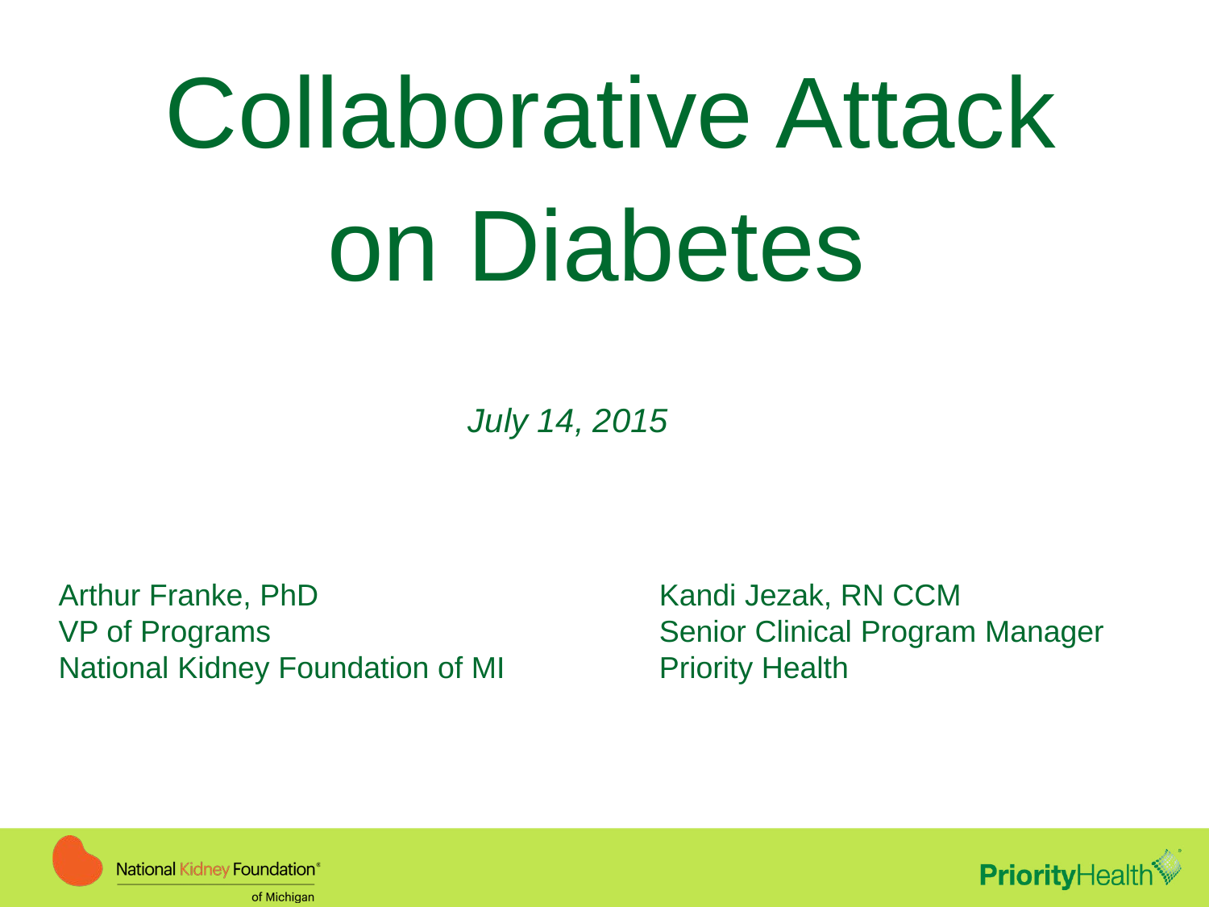# Collaborative Attack on Diabetes

*July 14, 2015*

Arthur Franke, PhD
VP of Programs
National Kidney Foundation of MI

Kandi Jezak, RN CCM
Senior Clinical Program Manager
Priority Health

National Kidney Foundation® of Michigan

PriorityHealth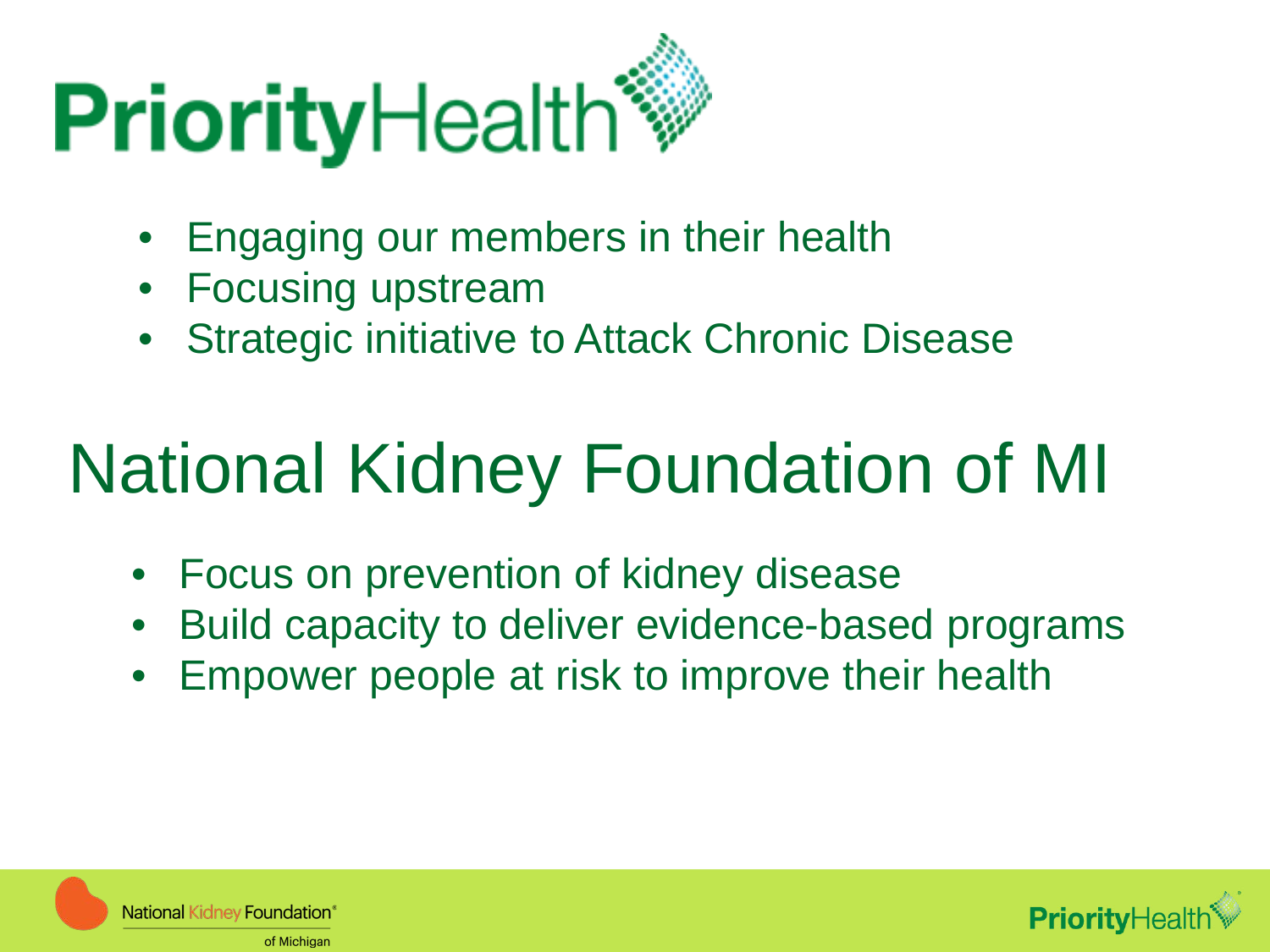# PriorityHealth

- Engaging our members in their health
- Focusing upstream
- Strategic initiative to Attack Chronic Disease

# National Kidney Foundation of MI

- Focus on prevention of kidney disease
- Build capacity to deliver evidence-based programs
- Empower people at risk to improve their health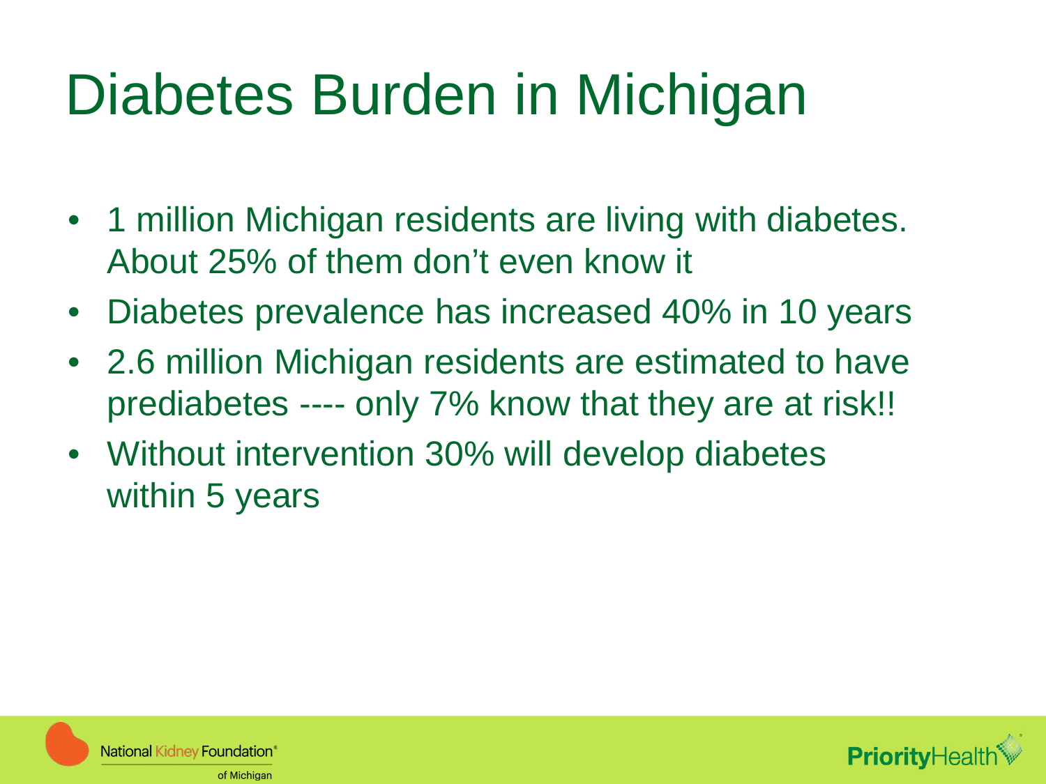# Diabetes Burden in Michigan

- 1 million Michigan residents are living with diabetes. About 25% of them don't even know it
- Diabetes prevalence has increased 40% in 10 years
- 2.6 million Michigan residents are estimated to have prediabetes ---- only 7% know that they are at risk!!
- Without intervention 30% will develop diabetes within 5 years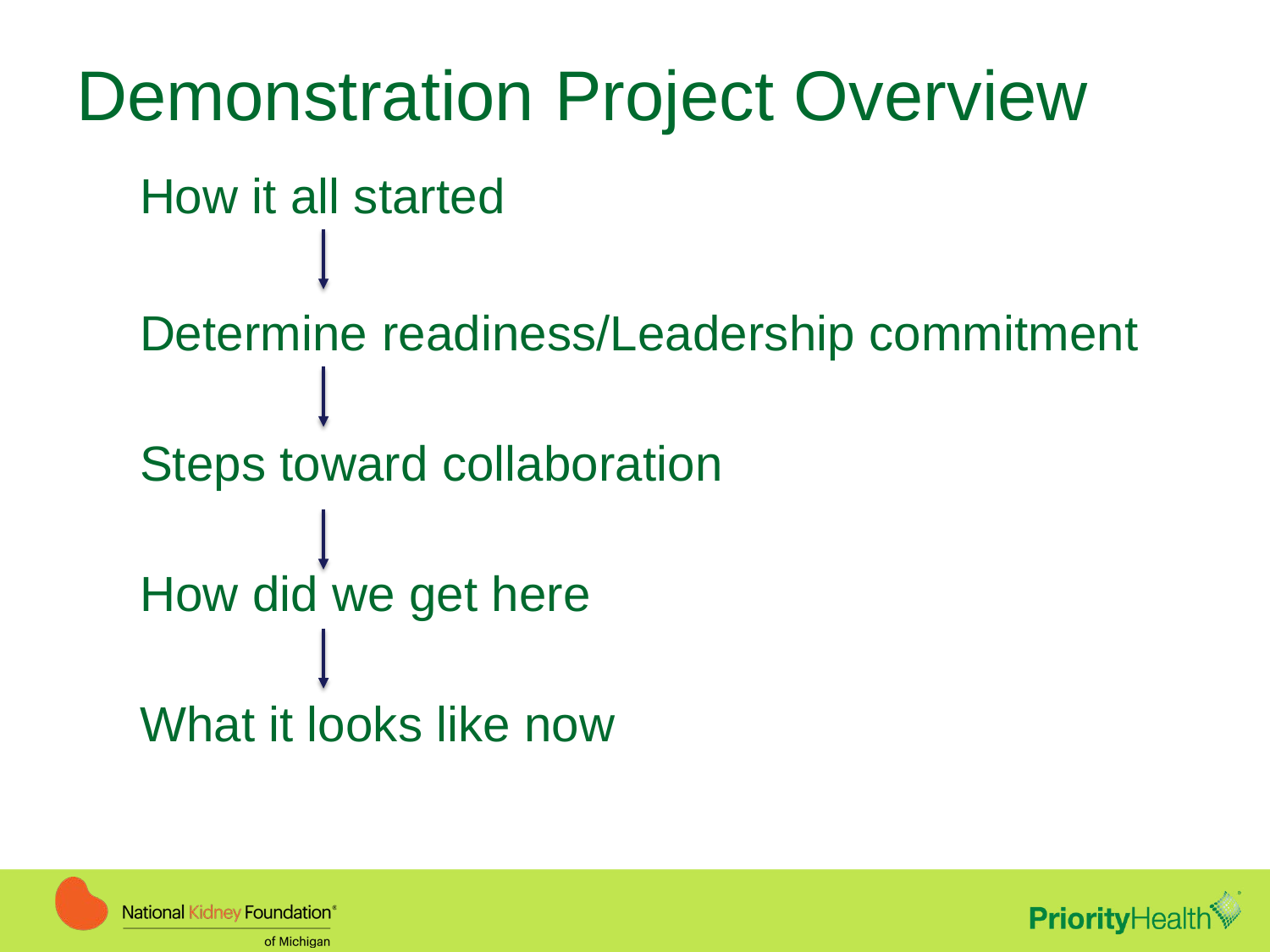# Demonstration Project Overview

How it all started

↓

Determine readiness/Leadership commitment

↓

Steps toward collaboration

↓

How did we get here

↓

What it looks like now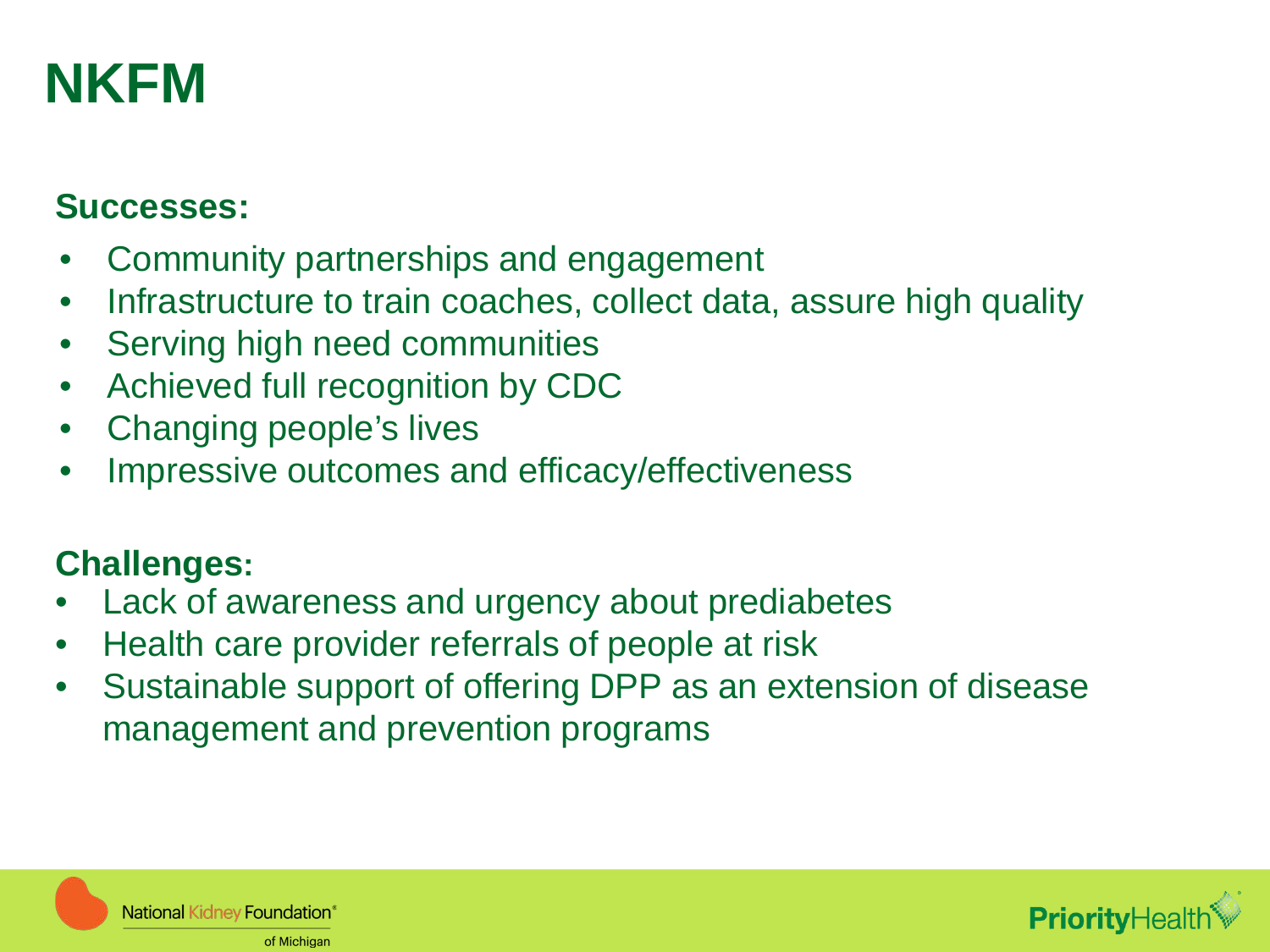# NKFM

**Successes:**

- Community partnerships and engagement
- Infrastructure to train coaches, collect data, assure high quality
- Serving high need communities
- Achieved full recognition by CDC
- Changing people's lives
- Impressive outcomes and efficacy/effectiveness

**Challenges:**

- Lack of awareness and urgency about prediabetes
- Health care provider referrals of people at risk
- Sustainable support of offering DPP as an extension of disease management and prevention programs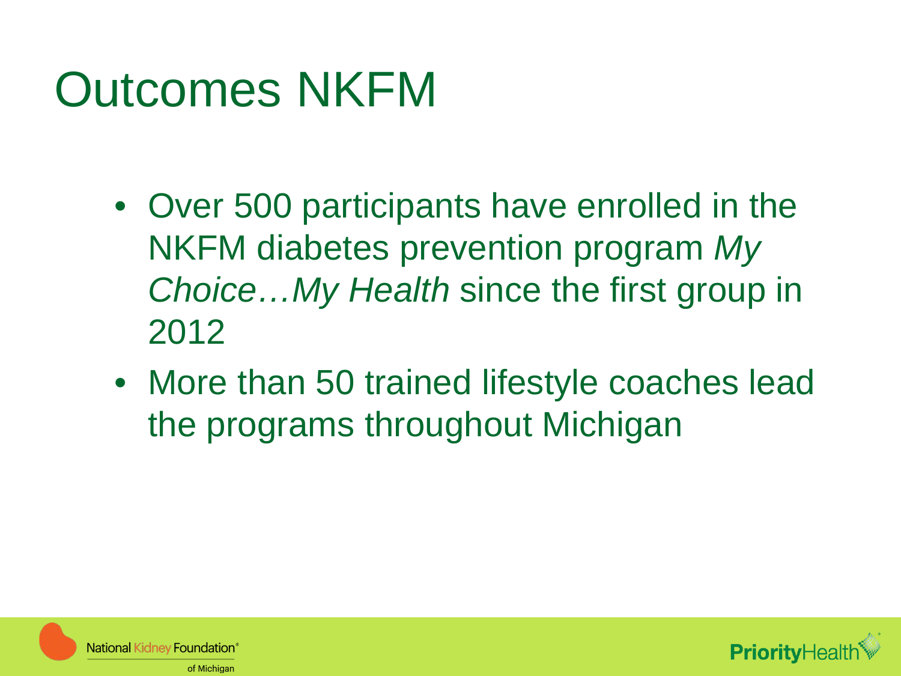# Outcomes NKFM

- Over 500 participants have enrolled in the NKFM diabetes prevention program *My Choice…My Health* since the first group in 2012
- More than 50 trained lifestyle coaches lead the programs throughout Michigan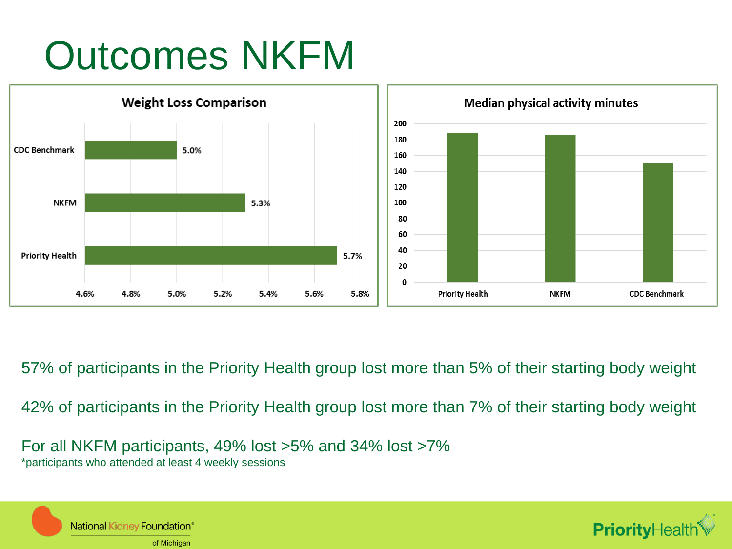# Outcomes NKFM

**Weight Loss Comparison**

| Group | Weight Loss |
| --- | --- |
| CDC Benchmark | 5.0% |
| NKFM | 5.3% |
| Priority Health | 5.7% |

**Median physical activity minutes**

Priority Health, NKFM, CDC Benchmark

57% of participants in the Priority Health group lost more than 5% of their starting body weight

42% of participants in the Priority Health group lost more than 7% of their starting body weight

For all NKFM participants, 49% lost >5% and 34% lost >7%
*participants who attended at least 4 weekly sessions

National Kidney Foundation® of Michigan

PriorityHealth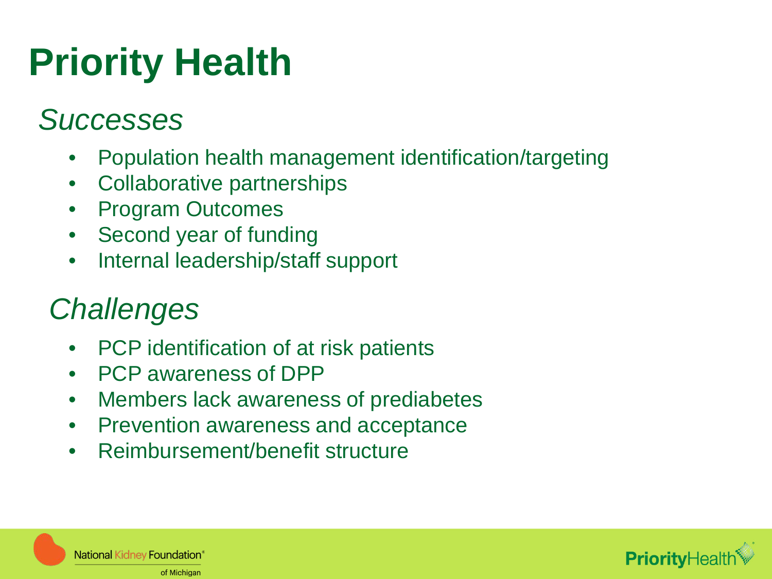# Priority Health

## *Successes*

- Population health management identification/targeting
- Collaborative partnerships
- Program Outcomes
- Second year of funding
- Internal leadership/staff support

## *Challenges*

- PCP identification of at risk patients
- PCP awareness of DPP
- Members lack awareness of prediabetes
- Prevention awareness and acceptance
- Reimbursement/benefit structure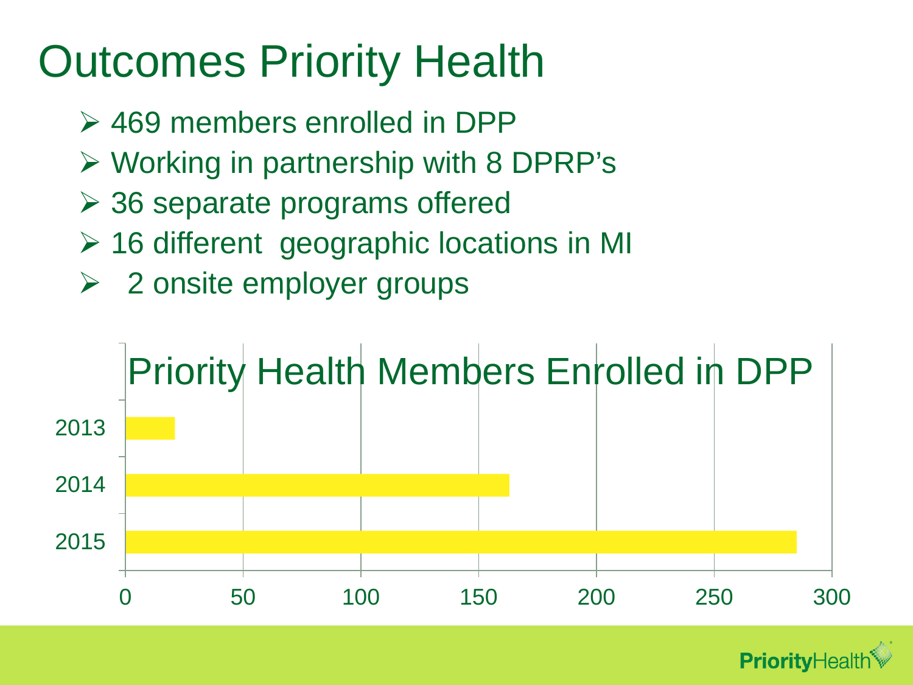# Outcomes Priority Health

- 469 members enrolled in DPP
- Working in partnership with 8 DPRP's
- 36 separate programs offered
- 16 different  geographic locations in MI
- 2 onsite employer groups

Priority Health Members Enrolled in DPP

| Year | Members Enrolled |
| --- | --- |
| 2013 | ~21 |
| 2014 | ~163 |
| 2015 | ~285 |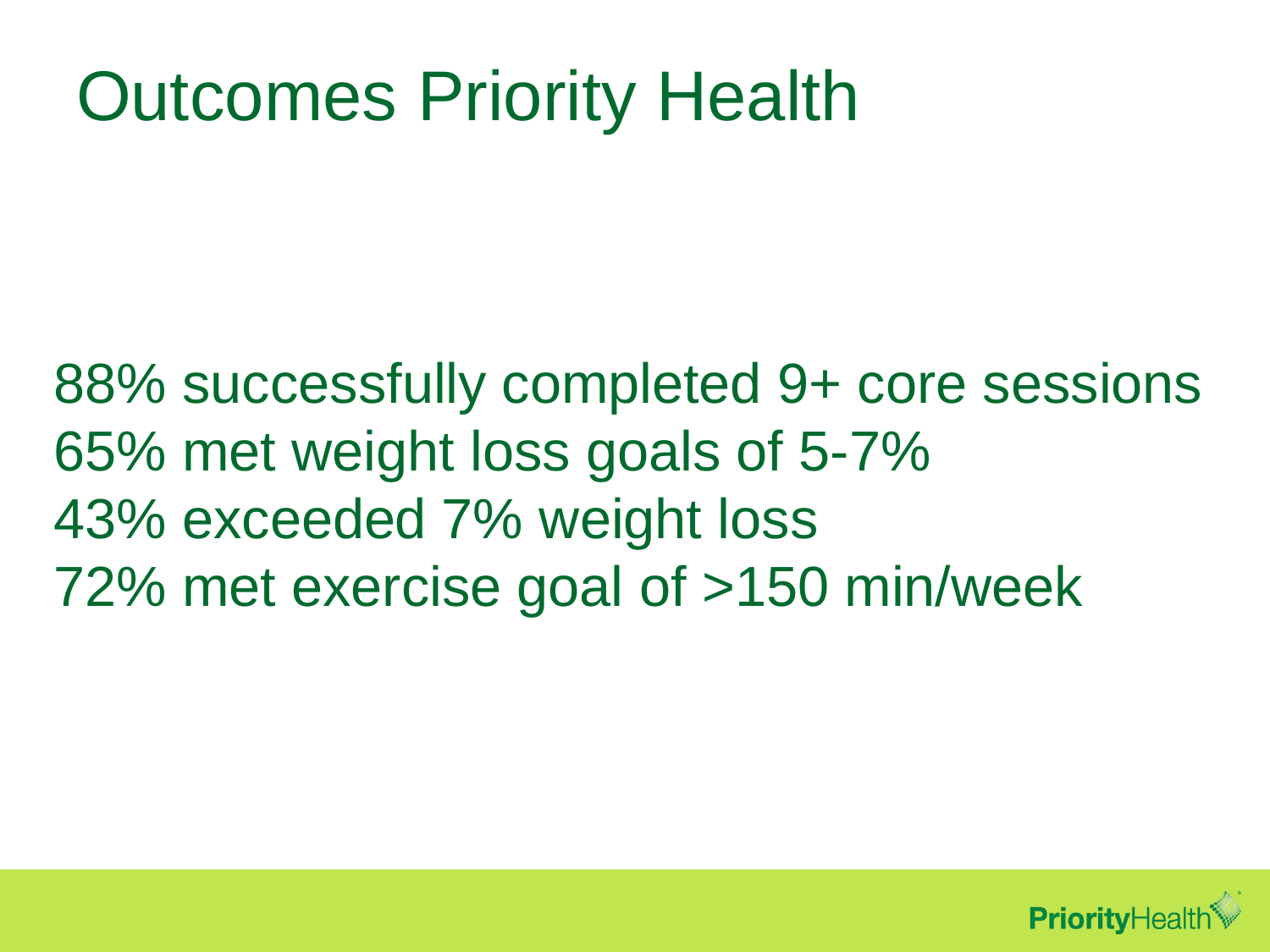# Outcomes Priority Health

88% successfully completed 9+ core sessions
65% met weight loss goals of 5-7%
43% exceeded 7% weight loss
72% met exercise goal of >150 min/week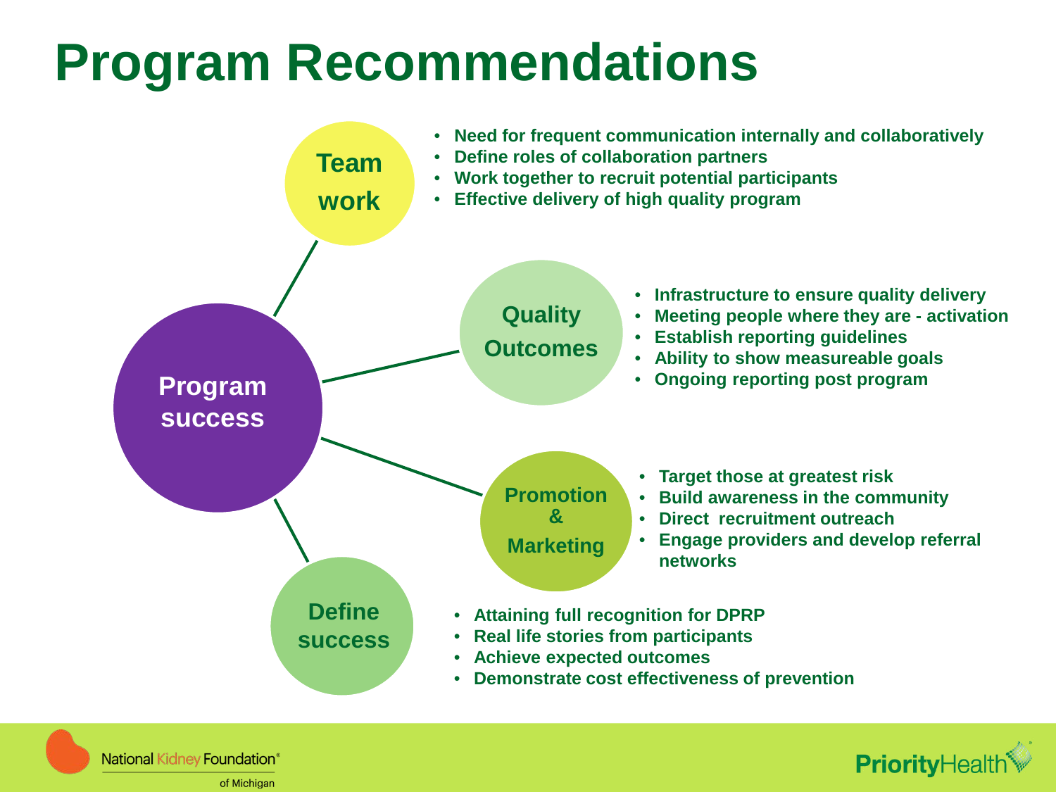# Program Recommendations

**Program success**

### Team work

- Need for frequent communication internally and collaboratively
- Define roles of collaboration partners
- Work together to recruit potential participants
- Effective delivery of high quality program

### Quality Outcomes

- Infrastructure to ensure quality delivery
- Meeting people where they are - activation
- Establish reporting guidelines
- Ability to show measureable goals
- Ongoing reporting post program

### Promotion & Marketing

- Target those at greatest risk
- Build awareness in the community
- Direct recruitment outreach
- Engage providers and develop referral networks

### Define success

- Attaining full recognition for DPRP
- Real life stories from participants
- Achieve expected outcomes
- Demonstrate cost effectiveness of prevention

National Kidney Foundation® of Michigan

PriorityHealth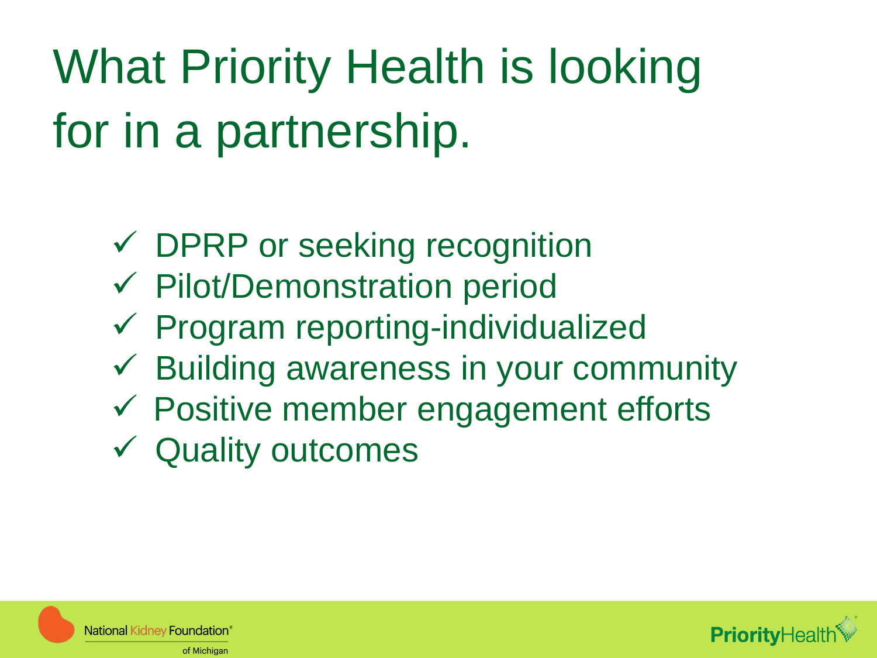# What Priority Health is looking for in a partnership.

- ✓ DPRP or seeking recognition
- ✓ Pilot/Demonstration period
- ✓ Program reporting-individualized
- ✓ Building awareness in your community
- ✓ Positive member engagement efforts
- ✓ Quality outcomes

National Kidney Foundation® of Michigan

PriorityHealth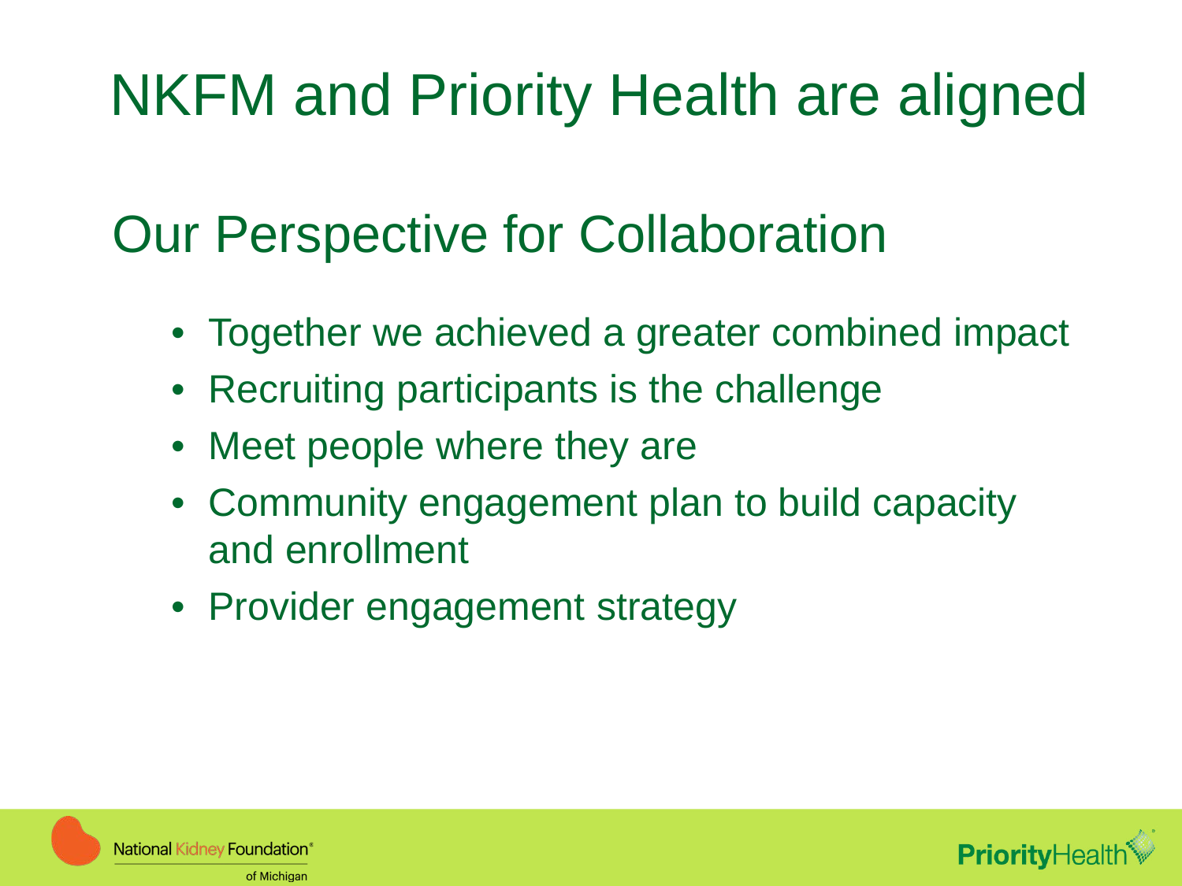# NKFM and Priority Health are aligned

## Our Perspective for Collaboration

- Together we achieved a greater combined impact
- Recruiting participants is the challenge
- Meet people where they are
- Community engagement plan to build capacity and enrollment
- Provider engagement strategy

National Kidney Foundation® of Michigan

PriorityHealth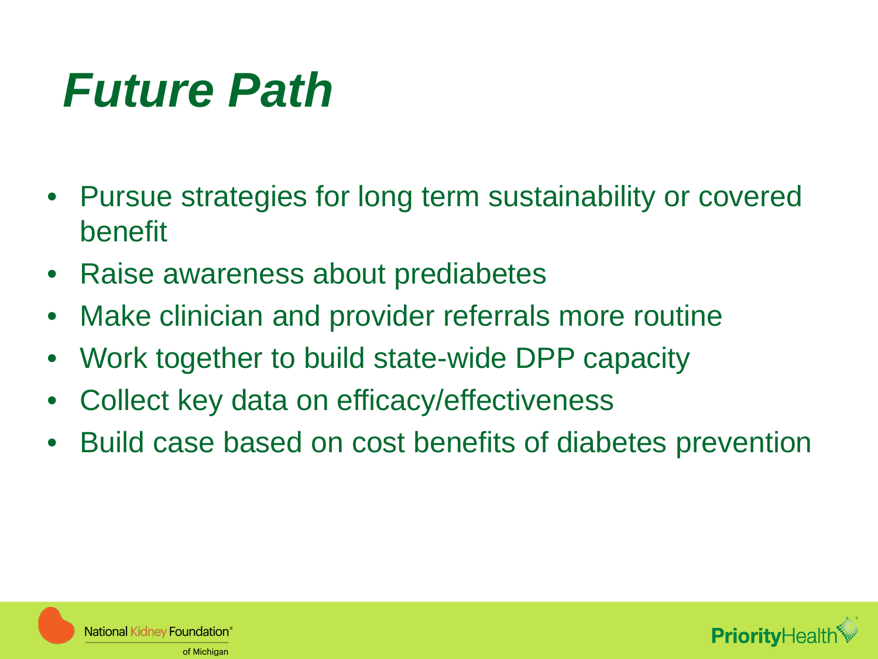# *Future Path*

- Pursue strategies for long term sustainability or covered benefit
- Raise awareness about prediabetes
- Make clinician and provider referrals more routine
- Work together to build state-wide DPP capacity
- Collect key data on efficacy/effectiveness
- Build case based on cost benefits of diabetes prevention